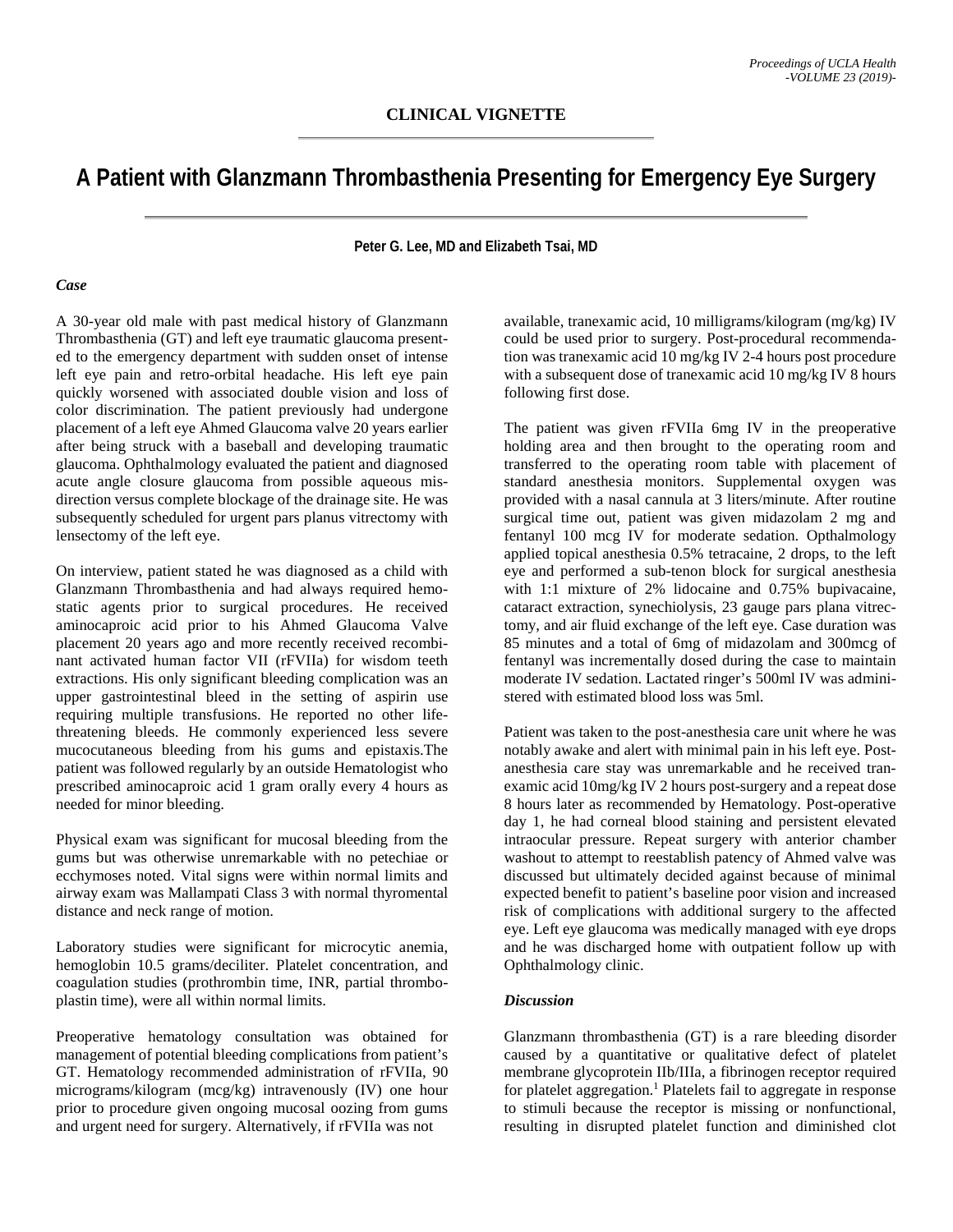**CLINICAL VIGNETTE**

# A Patient with Glanzmann Thrombasthenia Presenting for Emergency Eye Surgery

**Peter G. Lee, MD and Elizabeth Tsai, MD**

### *Case*

A 30-year old male with past medical history of Glanzmann Thrombasthenia (GT) and left eye traumatic glaucoma presented to the emergency department with sudden onset of intense left eye pain and retro-orbital headache. His left eye pain quickly worsened with associated double vision and loss of color discrimination. The patient previously had undergone placement of a left eye Ahmed Glaucoma valve 20 years earlier after being struck with a baseball and developing traumatic glaucoma. Ophthalmology evaluated the patient and diagnosed acute angle closure glaucoma from possible aqueous misdirection versus complete blockage of the drainage site. He was subsequently scheduled for urgent pars planus vitrectomy with lensectomy of the left eye.

On interview, patient stated he was diagnosed as a child with Glanzmann Thrombasthenia and had always required hemostatic agents prior to surgical procedures. He received aminocaproic acid prior to his Ahmed Glaucoma Valve placement 20 years ago and more recently received recombinant activated human factor VII (rFVIIa) for wisdom teeth extractions. His only significant bleeding complication was an upper gastrointestinal bleed in the setting of aspirin use requiring multiple transfusions. He reported no other life-threatening bleeds. He commonly experienced less severe mucocutaneous bleeding from his gums and epistaxis.The patient was followed regularly by an outside Hematologist who prescribed aminocaproic acid 1 gram orally every 4 hours as needed for minor bleeding.

Physical exam was significant for mucosal bleeding from the gums but was otherwise unremarkable with no petechiae or ecchymoses noted. Vital signs were within normal limits and airway exam was Mallampati Class 3 with normal thyromental distance and neck range of motion.

Laboratory studies were significant for microcytic anemia, hemoglobin 10.5 grams/deciliter. Platelet concentration, and coagulation studies (prothrombin time, INR, partial thromboplastin time), were all within normal limits.

Preoperative hematology consultation was obtained for management of potential bleeding complications from patient's GT. Hematology recommended administration of rFVIIa, 90 micrograms/kilogram (mcg/kg) intravenously (IV) one hour prior to procedure given ongoing mucosal oozing from gums and urgent need for surgery. Alternatively, if rFVIIa was not available, tranexamic acid, 10 milligrams/kilogram (mg/kg) IV could be used prior to surgery. Post-procedural recommendation was tranexamic acid 10 mg/kg IV 2-4 hours post procedure with a subsequent dose of tranexamic acid 10 mg/kg IV 8 hours following first dose.

The patient was given rFVIIa 6mg IV in the preoperative holding area and then brought to the operating room and transferred to the operating room table with placement of standard anesthesia monitors. Supplemental oxygen was provided with a nasal cannula at 3 liters/minute. After routine surgical time out, patient was given midazolam 2 mg and fentanyl 100 mcg IV for moderate sedation. Opthalmology applied topical anesthesia 0.5% tetracaine, 2 drops, to the left eye and performed a sub-tenon block for surgical anesthesia with 1:1 mixture of 2% lidocaine and 0.75% bupivacaine, cataract extraction, synechiolysis, 23 gauge pars plana vitrectomy, and air fluid exchange of the left eye. Case duration was 85 minutes and a total of 6mg of midazolam and 300mcg of fentanyl was incrementally dosed during the case to maintain moderate IV sedation. Lactated ringer's 500ml IV was administered with estimated blood loss was 5ml.

Patient was taken to the post-anesthesia care unit where he was notably awake and alert with minimal pain in his left eye. Post-anesthesia care stay was unremarkable and he received tranexamic acid 10mg/kg IV 2 hours post-surgery and a repeat dose 8 hours later as recommended by Hematology. Post-operative day 1, he had corneal blood staining and persistent elevated intraocular pressure. Repeat surgery with anterior chamber washout to attempt to reestablish patency of Ahmed valve was discussed but ultimately decided against because of minimal expected benefit to patient's baseline poor vision and increased risk of complications with additional surgery to the affected eye. Left eye glaucoma was medically managed with eye drops and he was discharged home with outpatient follow up with Ophthalmology clinic.

### *Discussion*

Glanzmann thrombasthenia (GT) is a rare bleeding disorder caused by a quantitative or qualitative defect of platelet membrane glycoprotein IIb/IIIa, a fibrinogen receptor required for platelet aggregation.[1] Platelets fail to aggregate in response to stimuli because the receptor is missing or nonfunctional, resulting in disrupted platelet function and diminished clot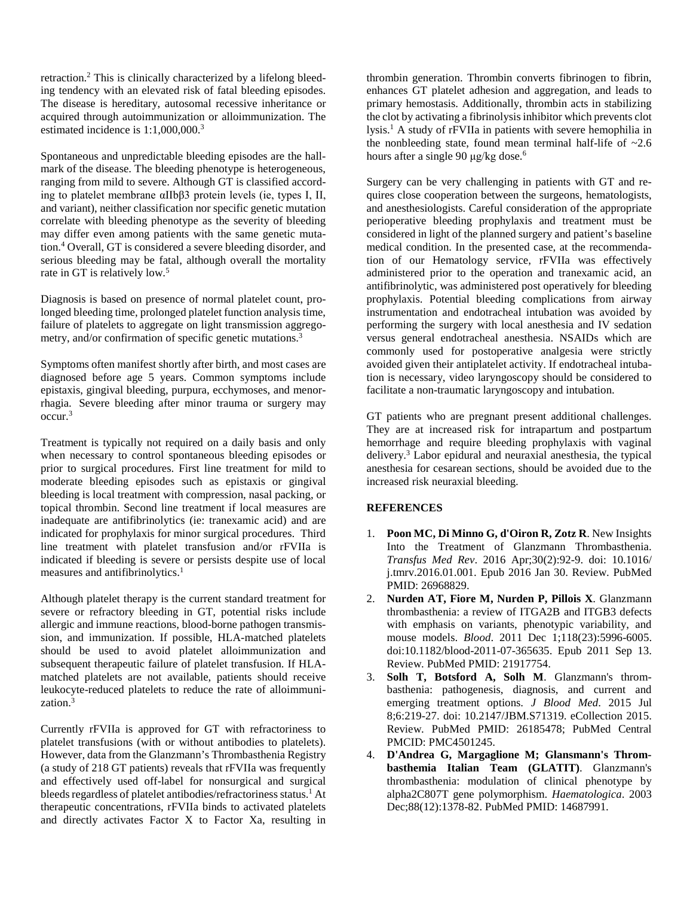retraction.[2] This is clinically characterized by a lifelong bleeding tendency with an elevated risk of fatal bleeding episodes. The disease is hereditary, autosomal recessive inheritance or acquired through autoimmunization or alloimmunization. The estimated incidence is 1:1,000,000.[3]

Spontaneous and unpredictable bleeding episodes are the hallmark of the disease. The bleeding phenotype is heterogeneous, ranging from mild to severe. Although GT is classified according to platelet membrane αIIbβ3 protein levels (ie, types I, II, and variant), neither classification nor specific genetic mutation correlate with bleeding phenotype as the severity of bleeding may differ even among patients with the same genetic mutation.[4] Overall, GT is considered a severe bleeding disorder, and serious bleeding may be fatal, although overall the mortality rate in GT is relatively low.[5]

Diagnosis is based on presence of normal platelet count, prolonged bleeding time, prolonged platelet function analysis time, failure of platelets to aggregate on light transmission aggregometry, and/or confirmation of specific genetic mutations.[3]

Symptoms often manifest shortly after birth, and most cases are diagnosed before age 5 years. Common symptoms include epistaxis, gingival bleeding, purpura, ecchymoses, and menorrhagia. Severe bleeding after minor trauma or surgery may occur.[3]

Treatment is typically not required on a daily basis and only when necessary to control spontaneous bleeding episodes or prior to surgical procedures. First line treatment for mild to moderate bleeding episodes such as epistaxis or gingival bleeding is local treatment with compression, nasal packing, or topical thrombin. Second line treatment if local measures are inadequate are antifibrinolytics (ie: tranexamic acid) and are indicated for prophylaxis for minor surgical procedures. Third line treatment with platelet transfusion and/or rFVIIa is indicated if bleeding is severe or persists despite use of local measures and antifibrinolytics.[1]

Although platelet therapy is the current standard treatment for severe or refractory bleeding in GT, potential risks include allergic and immune reactions, blood-borne pathogen transmission, and immunization. If possible, HLA-matched platelets should be used to avoid platelet alloimmunization and subsequent therapeutic failure of platelet transfusion. If HLA-matched platelets are not available, patients should receive leukocyte-reduced platelets to reduce the rate of alloimmunization.[3]

Currently rFVIIa is approved for GT with refractoriness to platelet transfusions (with or without antibodies to platelets). However, data from the Glanzmann's Thrombasthenia Registry (a study of 218 GT patients) reveals that rFVIIa was frequently and effectively used off-label for nonsurgical and surgical bleeds regardless of platelet antibodies/refractoriness status.[1] At therapeutic concentrations, rFVIIa binds to activated platelets and directly activates Factor X to Factor Xa, resulting in thrombin generation. Thrombin converts fibrinogen to fibrin, enhances GT platelet adhesion and aggregation, and leads to primary hemostasis. Additionally, thrombin acts in stabilizing the clot by activating a fibrinolysis inhibitor which prevents clot lysis.[1] A study of rFVIIa in patients with severe hemophilia in the nonbleeding state, found mean terminal half-life of ~2.6 hours after a single 90 μg/kg dose.[6]

Surgery can be very challenging in patients with GT and requires close cooperation between the surgeons, hematologists, and anesthesiologists. Careful consideration of the appropriate perioperative bleeding prophylaxis and treatment must be considered in light of the planned surgery and patient's baseline medical condition. In the presented case, at the recommendation of our Hematology service, rFVIIa was effectively administered prior to the operation and tranexamic acid, an antifibrinolytic, was administered post operatively for bleeding prophylaxis. Potential bleeding complications from airway instrumentation and endotracheal intubation was avoided by performing the surgery with local anesthesia and IV sedation versus general endotracheal anesthesia. NSAIDs which are commonly used for postoperative analgesia were strictly avoided given their antiplatelet activity. If endotracheal intubation is necessary, video laryngoscopy should be considered to facilitate a non-traumatic laryngoscopy and intubation.

GT patients who are pregnant present additional challenges. They are at increased risk for intrapartum and postpartum hemorrhage and require bleeding prophylaxis with vaginal delivery.[3] Labor epidural and neuraxial anesthesia, the typical anesthesia for cesarean sections, should be avoided due to the increased risk neuraxial bleeding.

## REFERENCES

1. **Poon MC, Di Minno G, d'Oiron R, Zotz R**. New Insights Into the Treatment of Glanzmann Thrombasthenia. *Transfus Med Rev*. 2016 Apr;30(2):92-9. doi: 10.1016/ j.tmrv.2016.01.001. Epub 2016 Jan 30. Review. PubMed PMID: 26968829.
2. **Nurden AT, Fiore M, Nurden P, Pillois X**. Glanzmann thrombasthenia: a review of ITGA2B and ITGB3 defects with emphasis on variants, phenotypic variability, and mouse models. *Blood*. 2011 Dec 1;118(23):5996-6005. doi:10.1182/blood-2011-07-365635. Epub 2011 Sep 13. Review. PubMed PMID: 21917754.
3. **Solh T, Botsford A, Solh M**. Glanzmann's thrombasthenia: pathogenesis, diagnosis, and current and emerging treatment options. *J Blood Med*. 2015 Jul 8;6:219-27. doi: 10.2147/JBM.S71319. eCollection 2015. Review. PubMed PMID: 26185478; PubMed Central PMCID: PMC4501245.
4. **D'Andrea G, Margaglione M; Glansmann's Thrombasthemia Italian Team (GLATIT)**. Glanzmann's thrombasthenia: modulation of clinical phenotype by alpha2C807T gene polymorphism. *Haematologica*. 2003 Dec;88(12):1378-82. PubMed PMID: 14687991.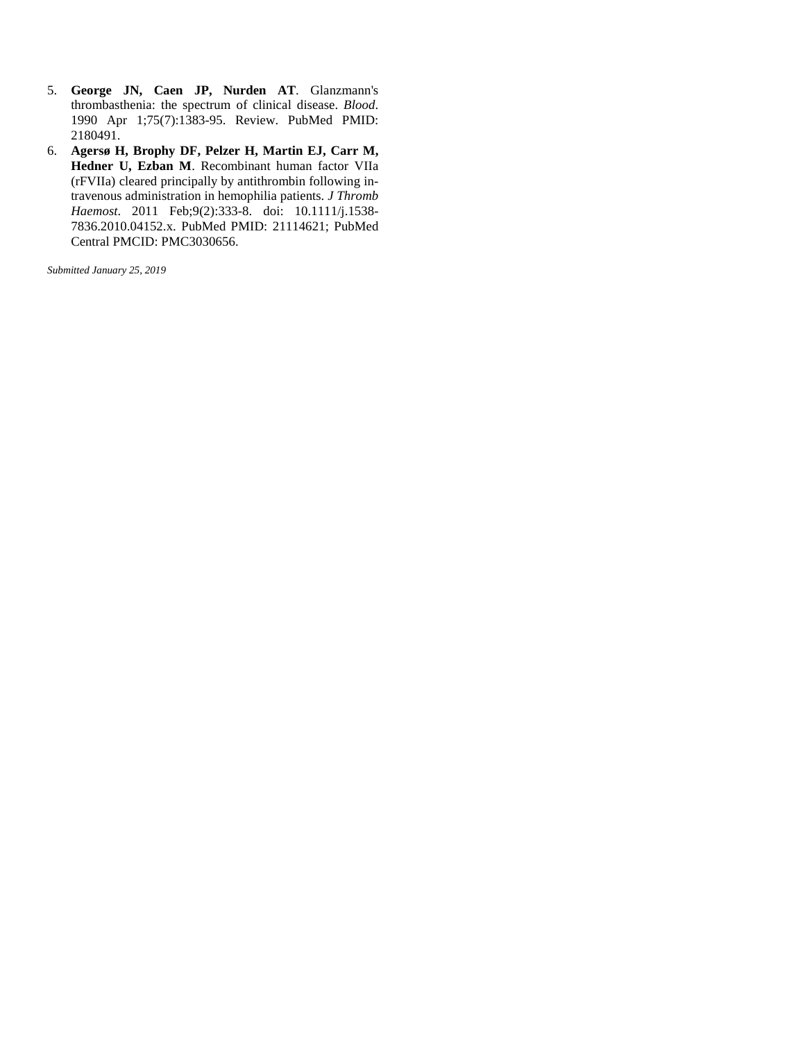5. **George JN, Caen JP, Nurden AT**. Glanzmann's thrombasthenia: the spectrum of clinical disease. *Blood*. 1990 Apr 1;75(7):1383-95. Review. PubMed PMID: 2180491.
6. **Agersø H, Brophy DF, Pelzer H, Martin EJ, Carr M, Hedner U, Ezban M**. Recombinant human factor VIIa (rFVIIa) cleared principally by antithrombin following intravenous administration in hemophilia patients. *J Thromb Haemost*. 2011 Feb;9(2):333-8. doi: 10.1111/j.1538-7836.2010.04152.x. PubMed PMID: 21114621; PubMed Central PMCID: PMC3030656.

*Submitted January 25, 2019*